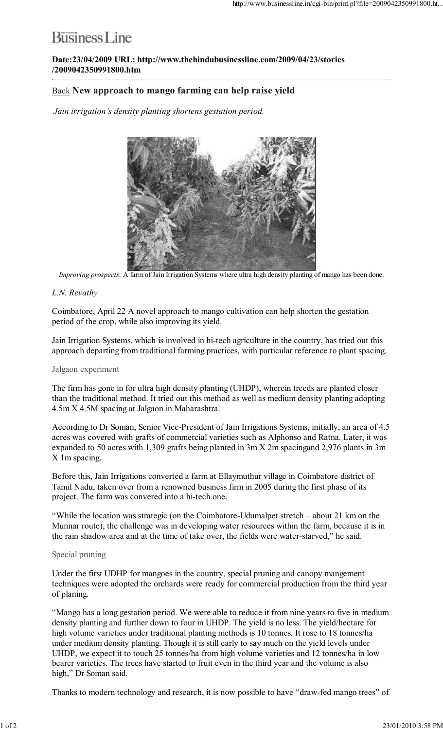Business Line

**Date:23/04/2009 URL: http://www.thehindubusinessline.com/2009/04/23/stories/2009042350991800.htm**

## Back New approach to mango farming can help raise yield

*Jain irrigation's density planting shortens gestation period.*

*Improving prospects*: A farm of Jain Irrigation Systems where ultra high density planting of mango has been done.

*L.N. Revathy*

Coimbatore, April 22 A novel approach to mango cultivation can help shorten the gestation period of the crop, while also improving its yield.

Jain Irrigation Systems, which is involved in hi-tech agriculture in the country, has tried out this approach departing from traditional farming practices, with particular reference to plant spacing.

### Jalgaon experiment

The firm has gone in for ultra high density planting (UHDP), wherein treeds are planted closer than the traditional method. It tried out this method as well as medium density planting adopting 4.5m X 4.5M spacing at Jalgaon in Maharashtra.

According to Dr Soman, Senior Vice-President of Jain Irrigations Systems, initially, an area of 4.5 acres was covered with grafts of commercial varieties such as Alphonso and Ratna. Later, it was expanded to 50 acres with 1,309 grafts being planted in 3m X 2m spacingand 2,976 plants in 3m X 1m spacing.

Before this, Jain Irrigations converted a farm at Ellaymuthur village in Coimbatore district of Tamil Nadu, taken over from a renowned business firm in 2005 during the first phase of its project. The farm was convered into a hi-tech one.

"While the location was strategic (on the Coimbatore-Udumalpet stretch – about 21 km on the Munnar route), the challenge was in developing water resources within the farm, because it is in the rain shadow area and at the time of take over, the fields were water-starved," he said.

### Special pruning

Under the first UDHP for mangoes in the country, special pruning and canopy mangement techniques were adopted the orchards were ready for commercial production from the third year of planing.

"Mango has a long gestation period. We were able to reduce it from nine years to five in medium density planting and further down to four in UHDP. The yield is no less. The yield/hectare for high volume varieties under traditional planting methods is 10 tonnes. It rose to 18 tonnes/ha under medium density planting. Though it is still early to say much on the yield levels under UHDP, we expect it to touch 25 tonnes/ha from high volume varieties and 12 tonnes/ha in low bearer varieties. The trees have started to fruit even in the third year and the volume is also high," Dr Soman said.

Thanks to modern technology and research, it is now possible to have "draw-fed mango trees" of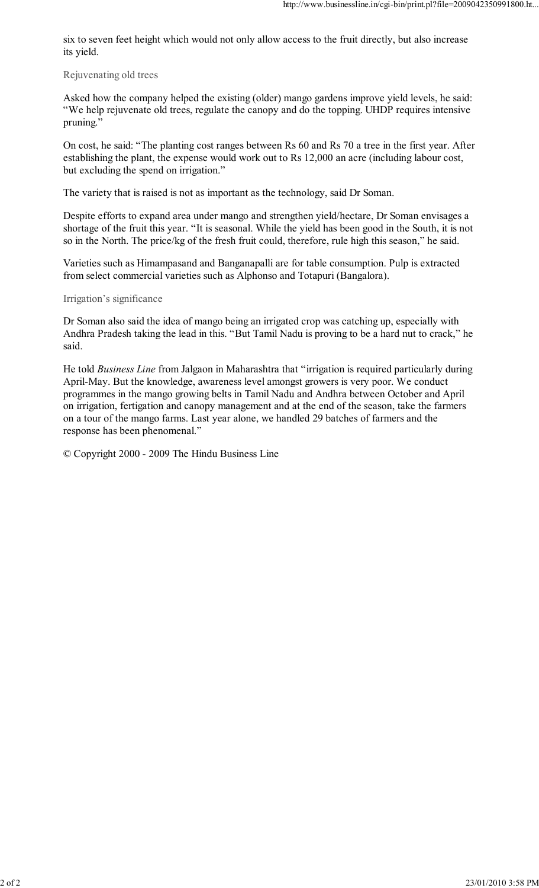six to seven feet height which would not only allow access to the fruit directly, but also increase its yield.

### Rejuvenating old trees

Asked how the company helped the existing (older) mango gardens improve yield levels, he said: “We help rejuvenate old trees, regulate the canopy and do the topping. UHDP requires intensive pruning.”

On cost, he said: “The planting cost ranges between Rs 60 and Rs 70 a tree in the first year. After establishing the plant, the expense would work out to Rs 12,000 an acre (including labour cost, but excluding the spend on irrigation.”

The variety that is raised is not as important as the technology, said Dr Soman.

Despite efforts to expand area under mango and strengthen yield/hectare, Dr Soman envisages a shortage of the fruit this year. “It is seasonal. While the yield has been good in the South, it is not so in the North. The price/kg of the fresh fruit could, therefore, rule high this season,” he said.

Varieties such as Himampasand and Banganapalli are for table consumption. Pulp is extracted from select commercial varieties such as Alphonso and Totapuri (Bangalora).

### Irrigation’s significance

Dr Soman also said the idea of mango being an irrigated crop was catching up, especially with Andhra Pradesh taking the lead in this. “But Tamil Nadu is proving to be a hard nut to crack,” he said.

He told *Business Line* from Jalgaon in Maharashtra that “irrigation is required particularly during April-May. But the knowledge, awareness level amongst growers is very poor. We conduct programmes in the mango growing belts in Tamil Nadu and Andhra between October and April on irrigation, fertigation and canopy management and at the end of the season, take the farmers on a tour of the mango farms. Last year alone, we handled 29 batches of farmers and the response has been phenomenal.”

© Copyright 2000 - 2009 The Hindu Business Line